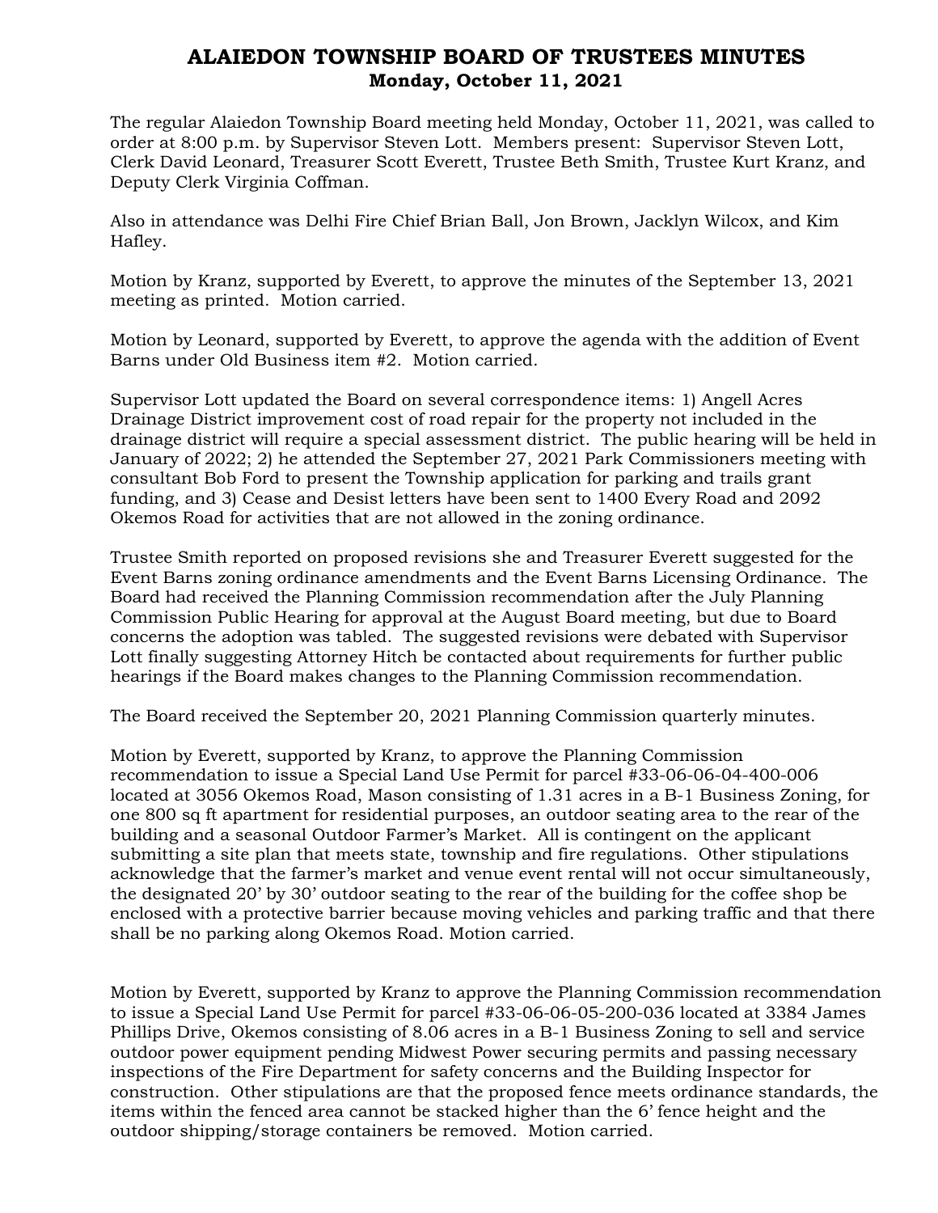# ALAIEDON TOWNSHIP BOARD OF TRUSTEES MINUTES
## Monday, October 11, 2021

The regular Alaiedon Township Board meeting held Monday, October 11, 2021, was called to order at 8:00 p.m. by Supervisor Steven Lott. Members present: Supervisor Steven Lott, Clerk David Leonard, Treasurer Scott Everett, Trustee Beth Smith, Trustee Kurt Kranz, and Deputy Clerk Virginia Coffman.

Also in attendance was Delhi Fire Chief Brian Ball, Jon Brown, Jacklyn Wilcox, and Kim Hafley.

Motion by Kranz, supported by Everett, to approve the minutes of the September 13, 2021 meeting as printed. Motion carried.

Motion by Leonard, supported by Everett, to approve the agenda with the addition of Event Barns under Old Business item #2. Motion carried.

Supervisor Lott updated the Board on several correspondence items: 1) Angell Acres Drainage District improvement cost of road repair for the property not included in the drainage district will require a special assessment district. The public hearing will be held in January of 2022; 2) he attended the September 27, 2021 Park Commissioners meeting with consultant Bob Ford to present the Township application for parking and trails grant funding, and 3) Cease and Desist letters have been sent to 1400 Every Road and 2092 Okemos Road for activities that are not allowed in the zoning ordinance.

Trustee Smith reported on proposed revisions she and Treasurer Everett suggested for the Event Barns zoning ordinance amendments and the Event Barns Licensing Ordinance. The Board had received the Planning Commission recommendation after the July Planning Commission Public Hearing for approval at the August Board meeting, but due to Board concerns the adoption was tabled. The suggested revisions were debated with Supervisor Lott finally suggesting Attorney Hitch be contacted about requirements for further public hearings if the Board makes changes to the Planning Commission recommendation.

The Board received the September 20, 2021 Planning Commission quarterly minutes.

Motion by Everett, supported by Kranz, to approve the Planning Commission recommendation to issue a Special Land Use Permit for parcel #33-06-06-04-400-006 located at 3056 Okemos Road, Mason consisting of 1.31 acres in a B-1 Business Zoning, for one 800 sq ft apartment for residential purposes, an outdoor seating area to the rear of the building and a seasonal Outdoor Farmer's Market. All is contingent on the applicant submitting a site plan that meets state, township and fire regulations. Other stipulations acknowledge that the farmer's market and venue event rental will not occur simultaneously, the designated 20' by 30' outdoor seating to the rear of the building for the coffee shop be enclosed with a protective barrier because moving vehicles and parking traffic and that there shall be no parking along Okemos Road. Motion carried.

Motion by Everett, supported by Kranz to approve the Planning Commission recommendation to issue a Special Land Use Permit for parcel #33-06-06-05-200-036 located at 3384 James Phillips Drive, Okemos consisting of 8.06 acres in a B-1 Business Zoning to sell and service outdoor power equipment pending Midwest Power securing permits and passing necessary inspections of the Fire Department for safety concerns and the Building Inspector for construction. Other stipulations are that the proposed fence meets ordinance standards, the items within the fenced area cannot be stacked higher than the 6' fence height and the outdoor shipping/storage containers be removed. Motion carried.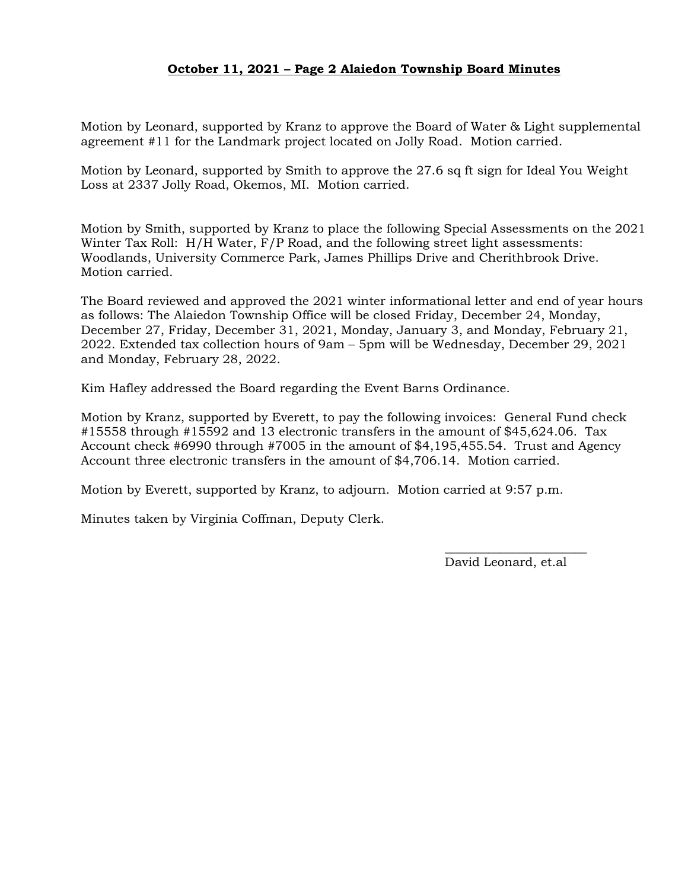Motion by Leonard, supported by Kranz to approve the Board of Water & Light supplemental agreement #11 for the Landmark project located on Jolly Road. Motion carried.

Motion by Leonard, supported by Smith to approve the 27.6 sq ft sign for Ideal You Weight Loss at 2337 Jolly Road, Okemos, MI. Motion carried.

Motion by Smith, supported by Kranz to place the following Special Assessments on the 2021 Winter Tax Roll: H/H Water, F/P Road, and the following street light assessments: Woodlands, University Commerce Park, James Phillips Drive and Cherithbrook Drive. Motion carried.

The Board reviewed and approved the 2021 winter informational letter and end of year hours as follows: The Alaiedon Township Office will be closed Friday, December 24, Monday, December 27, Friday, December 31, 2021, Monday, January 3, and Monday, February 21, 2022. Extended tax collection hours of 9am – 5pm will be Wednesday, December 29, 2021 and Monday, February 28, 2022.

Kim Hafley addressed the Board regarding the Event Barns Ordinance.

Motion by Kranz, supported by Everett, to pay the following invoices: General Fund check #15558 through #15592 and 13 electronic transfers in the amount of $45,624.06. Tax Account check #6990 through #7005 in the amount of $4,195,455.54. Trust and Agency Account three electronic transfers in the amount of $4,706.14. Motion carried.

Motion by Everett, supported by Kranz, to adjourn. Motion carried at 9:57 p.m.

Minutes taken by Virginia Coffman, Deputy Clerk.

\_\_\_\_\_\_\_\_\_\_\_\_\_\_\_\_\_\_\_\_\_\_\_

David Leonard, et.al